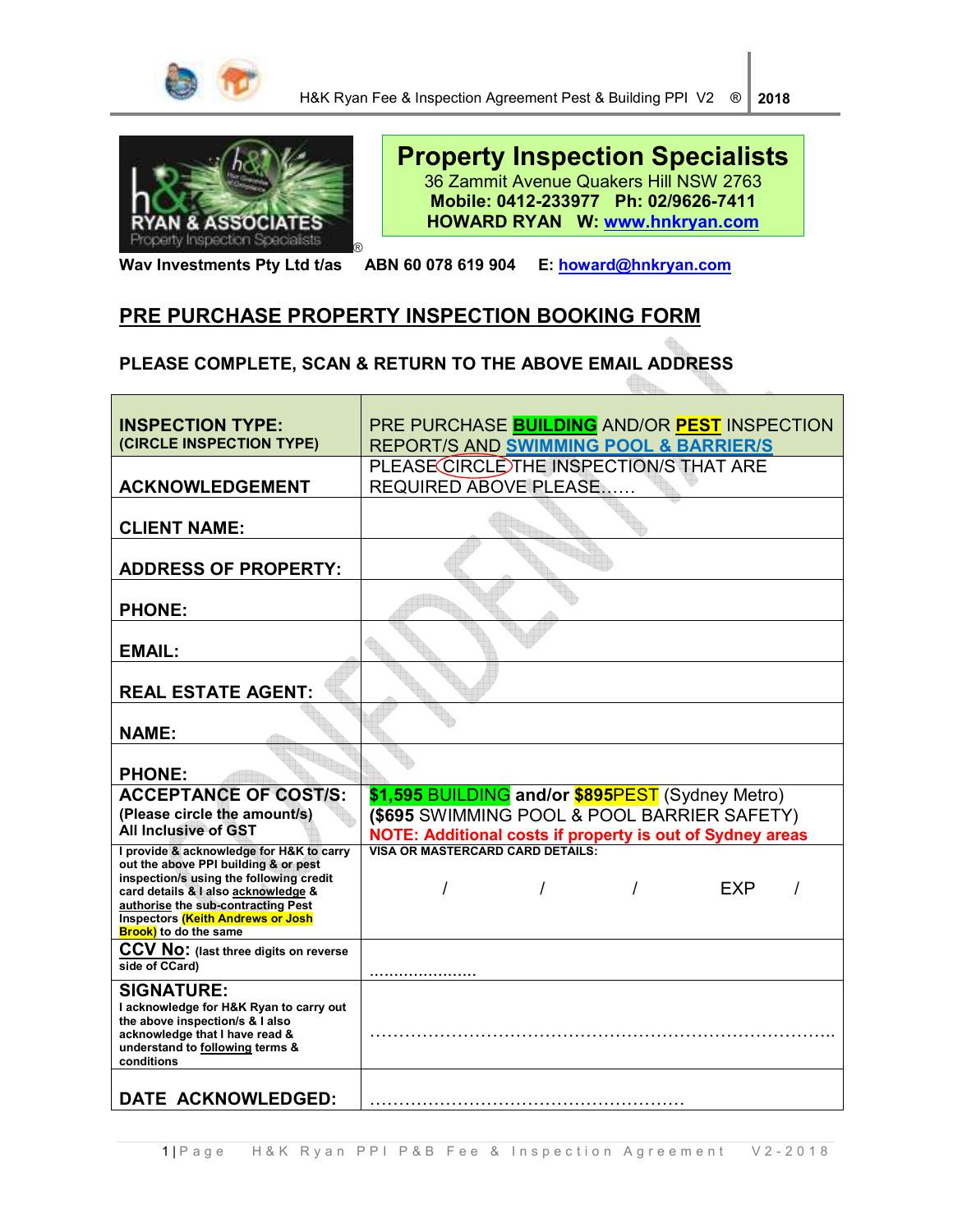**Property Inspection Specialists**
36 Zammit Avenue Quakers Hill NSW 2763
**Mobile: 0412-233977 Ph: 02/9626-7411**
**HOWARD RYAN W: www.hnkryan.com**

H&K RYAN & ASSOCIATES® Property Inspection Specialists

**Wav Investments Pty Ltd t/as ABN 60 078 619 904 E: howard@hnkryan.com**

## PRE PURCHASE PROPERTY INSPECTION BOOKING FORM

**PLEASE COMPLETE, SCAN & RETURN TO THE ABOVE EMAIL ADDRESS**

| | |
|---|---|
| **INSPECTION TYPE:** **(CIRCLE INSPECTION TYPE)** | PRE PURCHASE **BUILDING** AND/OR **PEST** INSPECTION REPORT/S AND **SWIMMING POOL & BARRIER/S** |
| **ACKNOWLEDGEMENT** | PLEASE CIRCLE THE INSPECTION/S THAT ARE REQUIRED ABOVE PLEASE…… |
| **CLIENT NAME:** | |
| **ADDRESS OF PROPERTY:** | |
| **PHONE:** | |
| **EMAIL:** | |
| **REAL ESTATE AGENT:** | |
| **NAME:** | |
| **PHONE:** | |
| **ACCEPTANCE OF COST/S:** **(Please circle the amount/s)** **All Inclusive of GST** | **$1,595** BUILDING **and/or $895**PEST (Sydney Metro) **($695** SWIMMING POOL & POOL BARRIER SAFETY) **NOTE: Additional costs if property is out of Sydney areas** |
| **I provide & acknowledge for H&K to carry out the above PPI building & or pest inspection/s using the following credit card details & I also acknowledge & authorise the sub-contracting Pest Inspectors (Keith Andrews or Josh Brook) to do the same** | **VISA OR MASTERCARD CARD DETAILS:** / / / EXP / |
| **CCV No: (last three digits on reverse side of CCard)** | …………………. |
| **SIGNATURE:** **I acknowledge for H&K Ryan to carry out the above inspection/s & I also acknowledge that I have read & understand to following terms & conditions** | ………………………………………………………………………. |
| **DATE ACKNOWLEDGED:** | ………………………………………………. |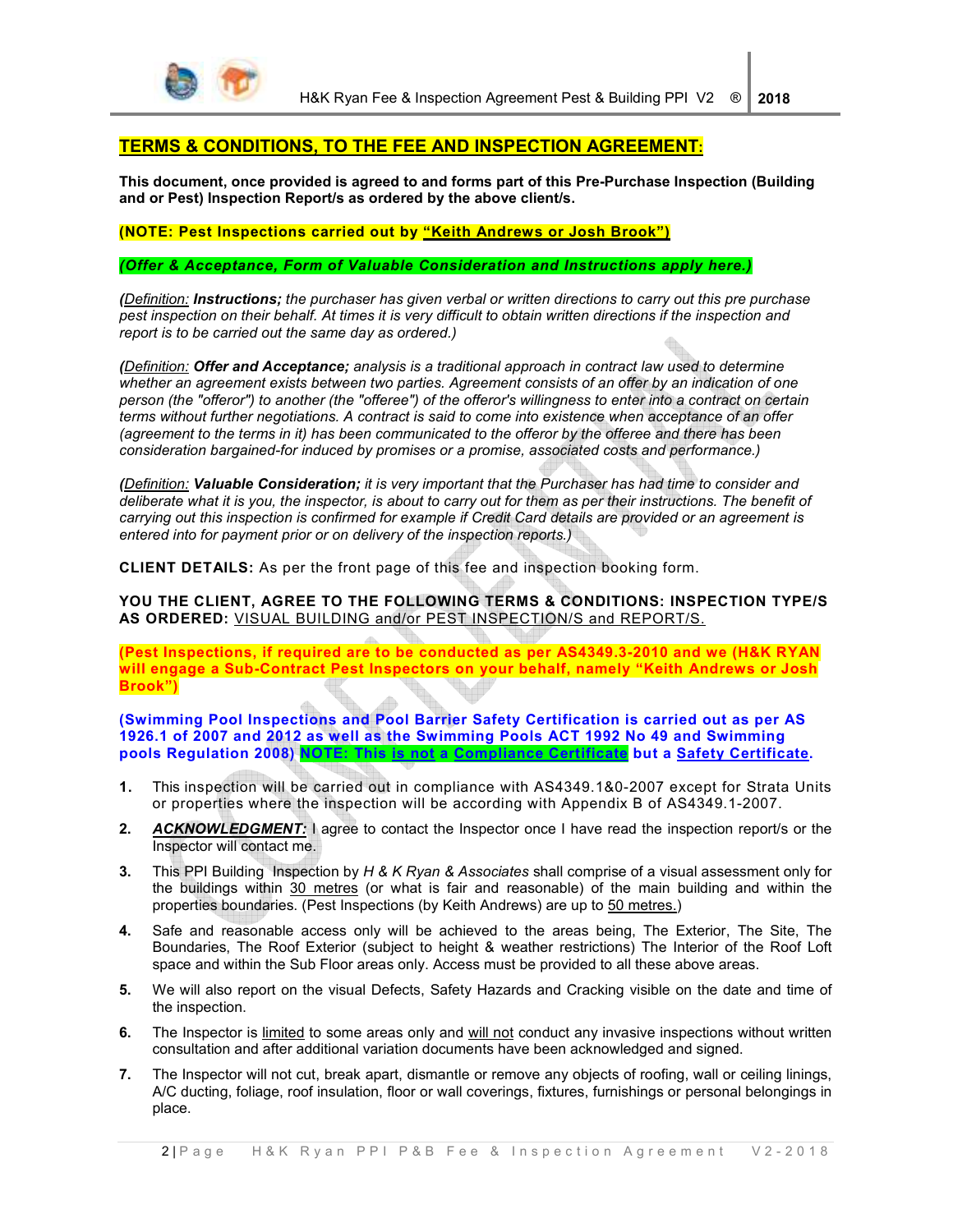## TERMS & CONDITIONS, TO THE FEE AND INSPECTION AGREEMENT:

**This document, once provided is agreed to and forms part of this Pre-Purchase Inspection (Building and or Pest) Inspection Report/s as ordered by the above client/s.**

**(NOTE: Pest Inspections carried out by "Keith Andrews or Josh Brook")**

***(Offer & Acceptance, Form of Valuable Consideration and Instructions apply here.)***

*(Definition: **Instructions;** the purchaser has given verbal or written directions to carry out this pre purchase pest inspection on their behalf. At times it is very difficult to obtain written directions if the inspection and report is to be carried out the same day as ordered.)*

*(Definition: **Offer and Acceptance;** analysis is a traditional approach in contract law used to determine whether an agreement exists between two parties. Agreement consists of an offer by an indication of one person (the "offeror") to another (the "offeree") of the offeror's willingness to enter into a contract on certain terms without further negotiations. A contract is said to come into existence when acceptance of an offer (agreement to the terms in it) has been communicated to the offeror by the offeree and there has been consideration bargained-for induced by promises or a promise, associated costs and performance.)*

*(Definition: **Valuable Consideration;** it is very important that the Purchaser has had time to consider and deliberate what it is you, the inspector, is about to carry out for them as per their instructions. The benefit of carrying out this inspection is confirmed for example if Credit Card details are provided or an agreement is entered into for payment prior or on delivery of the inspection reports.)*

**CLIENT DETAILS:** As per the front page of this fee and inspection booking form.

**YOU THE CLIENT, AGREE TO THE FOLLOWING TERMS & CONDITIONS: INSPECTION TYPE/S AS ORDERED:** VISUAL BUILDING and/or PEST INSPECTION/S and REPORT/S.

**(Pest Inspections, if required are to be conducted as per AS4349.3-2010 and we (H&K RYAN will engage a Sub-Contract Pest Inspectors on your behalf, namely "Keith Andrews or Josh Brook")**

**(Swimming Pool Inspections and Pool Barrier Safety Certification is carried out as per AS 1926.1 of 2007 and 2012 as well as the Swimming Pools ACT 1992 No 49 and Swimming pools Regulation 2008) NOTE: This is not a Compliance Certificate but a Safety Certificate.**

1. This inspection will be carried out in compliance with AS4349.1&0-2007 except for Strata Units or properties where the inspection will be according with Appendix B of AS4349.1-2007.
2. ***ACKNOWLEDGMENT:*** I agree to contact the Inspector once I have read the inspection report/s or the Inspector will contact me.
3. This PPI Building Inspection by *H & K Ryan & Associates* shall comprise of a visual assessment only for the buildings within 30 metres (or what is fair and reasonable) of the main building and within the properties boundaries. (Pest Inspections (by Keith Andrews) are up to 50 metres.)
4. Safe and reasonable access only will be achieved to the areas being, The Exterior, The Site, The Boundaries, The Roof Exterior (subject to height & weather restrictions) The Interior of the Roof Loft space and within the Sub Floor areas only. Access must be provided to all these above areas.
5. We will also report on the visual Defects, Safety Hazards and Cracking visible on the date and time of the inspection.
6. The Inspector is limited to some areas only and will not conduct any invasive inspections without written consultation and after additional variation documents have been acknowledged and signed.
7. The Inspector will not cut, break apart, dismantle or remove any objects of roofing, wall or ceiling linings, A/C ducting, foliage, roof insulation, floor or wall coverings, fixtures, furnishings or personal belongings in place.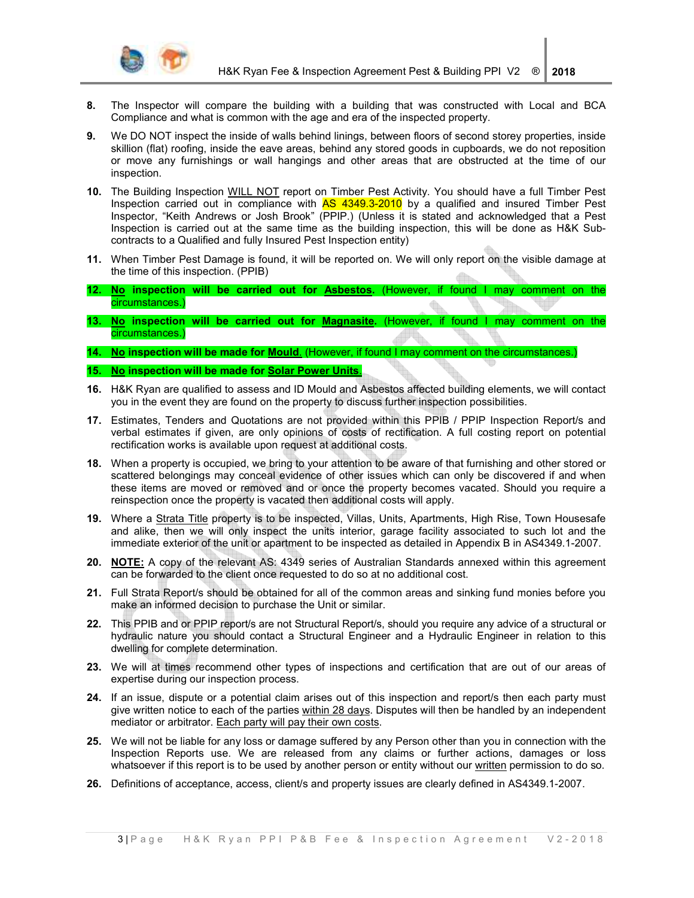8. The Inspector will compare the building with a building that was constructed with Local and BCA Compliance and what is common with the age and era of the inspected property.

9. We DO NOT inspect the inside of walls behind linings, between floors of second storey properties, inside skillion (flat) roofing, inside the eave areas, behind any stored goods in cupboards, we do not reposition or move any furnishings or wall hangings and other areas that are obstructed at the time of our inspection.

10. The Building Inspection WILL NOT report on Timber Pest Activity. You should have a full Timber Pest Inspection carried out in compliance with AS 4349.3-2010 by a qualified and insured Timber Pest Inspector, "Keith Andrews or Josh Brook" (PPIP.) (Unless it is stated and acknowledged that a Pest Inspection is carried out at the same time as the building inspection, this will be done as H&K Sub-contracts to a Qualified and fully Insured Pest Inspection entity)

11. When Timber Pest Damage is found, it will be reported on. We will only report on the visible damage at the time of this inspection. (PPIB)

12. **No inspection will be carried out for Asbestos.** (However, if found I may comment on the circumstances.)

13. **No inspection will be carried out for Magnasite.** (However, if found I may comment on the circumstances.)

14. **No inspection will be made for Mould.** (However, if found I may comment on the circumstances.)

15. **No inspection will be made for Solar Power Units.**

16. H&K Ryan are qualified to assess and ID Mould and Asbestos affected building elements, we will contact you in the event they are found on the property to discuss further inspection possibilities.

17. Estimates, Tenders and Quotations are not provided within this PPIB / PPIP Inspection Report/s and verbal estimates if given, are only opinions of costs of rectification. A full costing report on potential rectification works is available upon request at additional costs.

18. When a property is occupied, we bring to your attention to be aware of that furnishing and other stored or scattered belongings may conceal evidence of other issues which can only be discovered if and when these items are moved or removed and or once the property becomes vacated. Should you require a reinspection once the property is vacated then additional costs will apply.

19. Where a Strata Title property is to be inspected, Villas, Units, Apartments, High Rise, Town Housesafe and alike, then we will only inspect the units interior, garage facility associated to such lot and the immediate exterior of the unit or apartment to be inspected as detailed in Appendix B in AS4349.1-2007.

20. **NOTE:** A copy of the relevant AS: 4349 series of Australian Standards annexed within this agreement can be forwarded to the client once requested to do so at no additional cost.

21. Full Strata Report/s should be obtained for all of the common areas and sinking fund monies before you make an informed decision to purchase the Unit or similar.

22. This PPIB and or PPIP report/s are not Structural Report/s, should you require any advice of a structural or hydraulic nature you should contact a Structural Engineer and a Hydraulic Engineer in relation to this dwelling for complete determination.

23. We will at times recommend other types of inspections and certification that are out of our areas of expertise during our inspection process.

24. If an issue, dispute or a potential claim arises out of this inspection and report/s then each party must give written notice to each of the parties within 28 days. Disputes will then be handled by an independent mediator or arbitrator. Each party will pay their own costs.

25. We will not be liable for any loss or damage suffered by any Person other than you in connection with the Inspection Reports use. We are released from any claims or further actions, damages or loss whatsoever if this report is to be used by another person or entity without our written permission to do so.

26. Definitions of acceptance, access, client/s and property issues are clearly defined in AS4349.1-2007.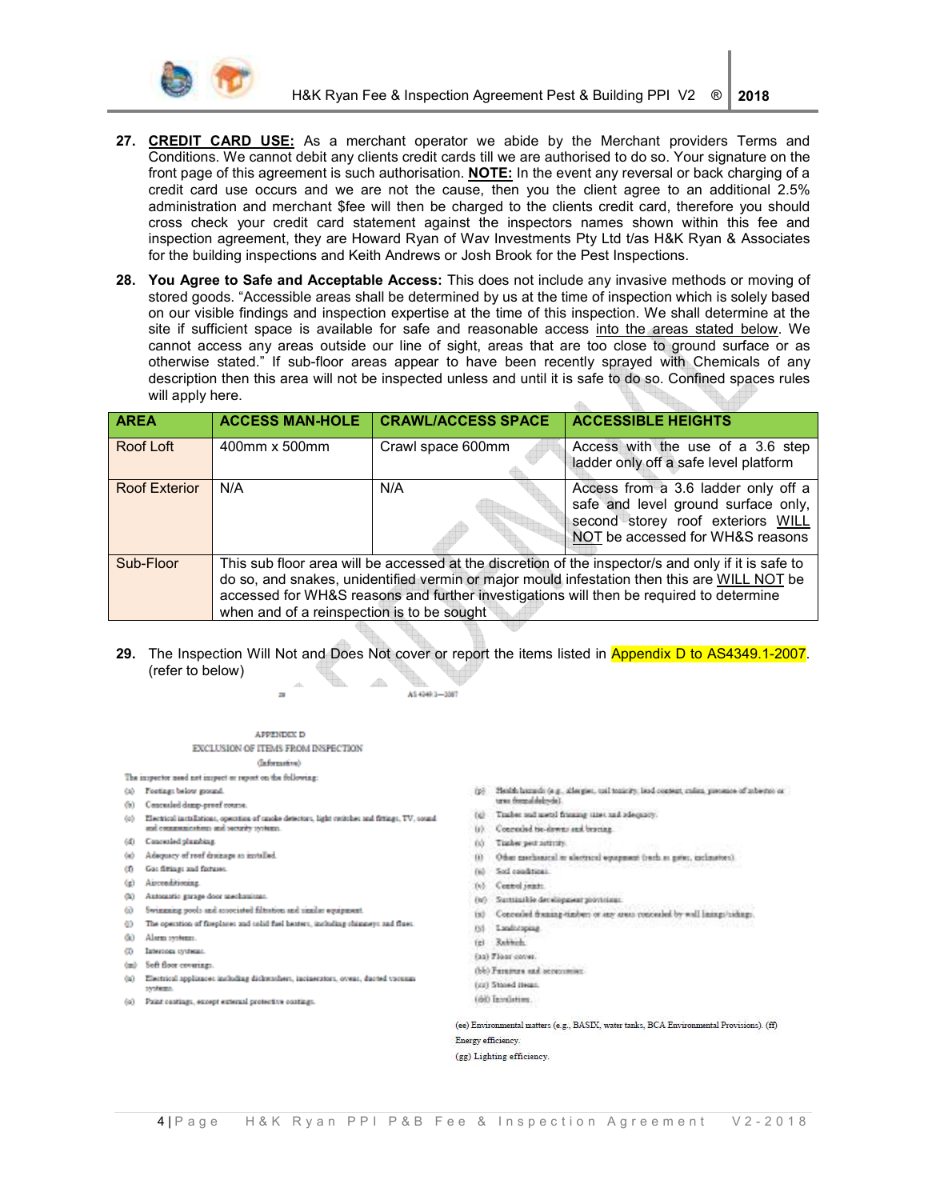**27. <u>CREDIT CARD USE:</u>** As a merchant operator we abide by the Merchant providers Terms and Conditions. We cannot debit any clients credit cards till we are authorised to do so. Your signature on the front page of this agreement is such authorisation. **<u>NOTE:</u>** In the event any reversal or back charging of a credit card use occurs and we are not the cause, then you the client agree to an additional 2.5% administration and merchant $fee will then be charged to the clients credit card, therefore you should cross check your credit card statement against the inspectors names shown within this fee and inspection agreement, they are Howard Ryan of Wav Investments Pty Ltd t/as H&K Ryan & Associates for the building inspections and Keith Andrews or Josh Brook for the Pest Inspections.

**28. You Agree to Safe and Acceptable Access:** This does not include any invasive methods or moving of stored goods. "Accessible areas shall be determined by us at the time of inspection which is solely based on our visible findings and inspection expertise at the time of this inspection. We shall determine at the site if sufficient space is available for safe and reasonable access <u>into the areas stated below</u>. We cannot access any areas outside our line of sight, areas that are too close to ground surface or as otherwise stated." If sub-floor areas appear to have been recently sprayed with Chemicals of any description then this area will not be inspected unless and until it is safe to do so. Confined spaces rules will apply here.

| AREA | ACCESS MAN-HOLE | CRAWL/ACCESS SPACE | ACCESSIBLE HEIGHTS |
|---|---|---|---|
| Roof Loft | 400mm x 500mm | Crawl space 600mm | Access with the use of a 3.6 step ladder only off a safe level platform |
| Roof Exterior | N/A | N/A | Access from a 3.6 ladder only off a safe and level ground surface only, second storey roof exteriors <u>WILL NOT</u> be accessed for WH&S reasons |
| Sub-Floor | This sub floor area will be accessed at the discretion of the inspector/s and only if it is safe to do so, and snakes, unidentified vermin or major mould infestation then this are <u>WILL NOT</u> be accessed for WH&S reasons and further investigations will then be required to determine when and of a reinspection is to be sought | | |

**29.** The Inspection Will Not and Does Not cover or report the items listed in Appendix D to AS4349.1-2007. (refer to below)

AS 4349.1—2007

APPENDIX D
EXCLUSION OF ITEMS FROM INSPECTION
(Informative)

The inspector need not inspect or report on the following:

(a) Footings below ground.
(b) Concealed damp-proof course.
(c) Electrical installations, operation of smoke detectors, light switches and fittings, TV, sound and communications and security systems.
(d) Concealed plumbing.
(e) Adequacy of roof drainage as installed.
(f) Gas fittings and fixtures.
(g) Airconditioning.
(h) Automatic garage door mechanisms.
(i) Swimming pools and associated filtration and similar equipment.
(j) The operation of fireplaces and solid fuel heaters, including chimneys and flues.
(k) Alarm systems.
(l) Intercom systems.
(m) Soft floor coverings.
(n) Electrical appliances including dishwashers, incinerators, ovens, ducted vacuum systems.
(o) Paint coatings, except external protective coatings.
(p) Health hazards (e.g., allergies, soil toxicity, lead content, radon, presence of asbestos or urea formaldehyde).
(q) Timber and metal framing sizes and adequacy.
(r) Concealed tie-downs and bracing.
(s) Timber pest activity.
(t) Other mechanical or electrical equipment (such as gates, inclinators).
(u) Soil conditions.
(v) Control joints.
(w) Sustainable development provisions.
(x) Concealed framing-timbers or any areas concealed by wall linings/sidings.
(y) Landscaping.
(z) Rubbish.
(aa) Floor cover.
(bb) Furniture and accessories.
(cc) Stored items.
(dd) Insulation.

(ee) Environmental matters (e.g., BASIX, water tanks, BCA Environmental Provisions). (ff) Energy efficiency.
(gg) Lighting efficiency.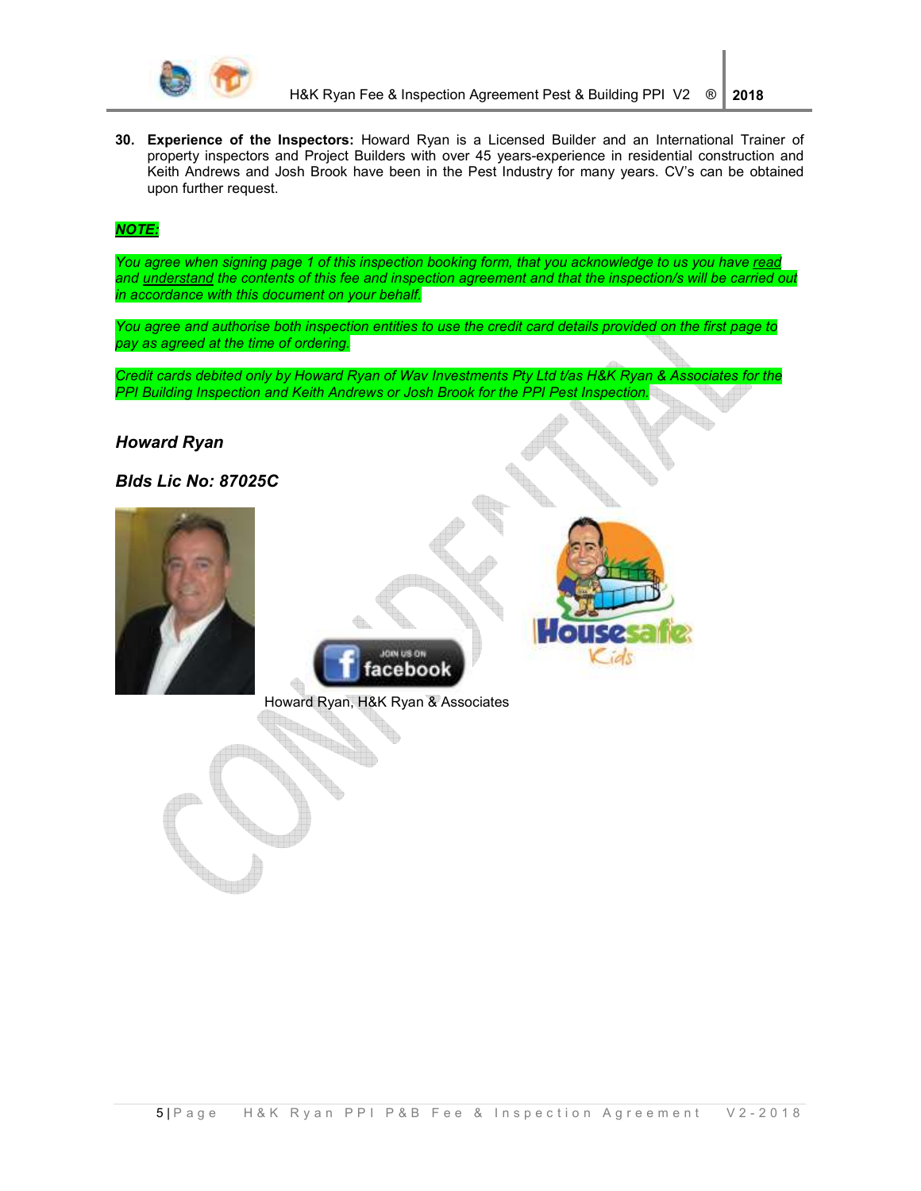**30. Experience of the Inspectors:** Howard Ryan is a Licensed Builder and an International Trainer of property inspectors and Project Builders with over 45 years-experience in residential construction and Keith Andrews and Josh Brook have been in the Pest Industry for many years. CV's can be obtained upon further request.

***NOTE:***

*You agree when signing page 1 of this inspection booking form, that you acknowledge to us you have read and understand the contents of this fee and inspection agreement and that the inspection/s will be carried out in accordance with this document on your behalf.*

*You agree and authorise both inspection entities to use the credit card details provided on the first page to pay as agreed at the time of ordering.*

*Credit cards debited only by Howard Ryan of Wav Investments Pty Ltd t/as H&K Ryan & Associates for the PPI Building Inspection and Keith Andrews or Josh Brook for the PPI Pest Inspection.*

***Howard Ryan***

***Blds Lic No: 87025C***

Howard Ryan, H&K Ryan & Associates